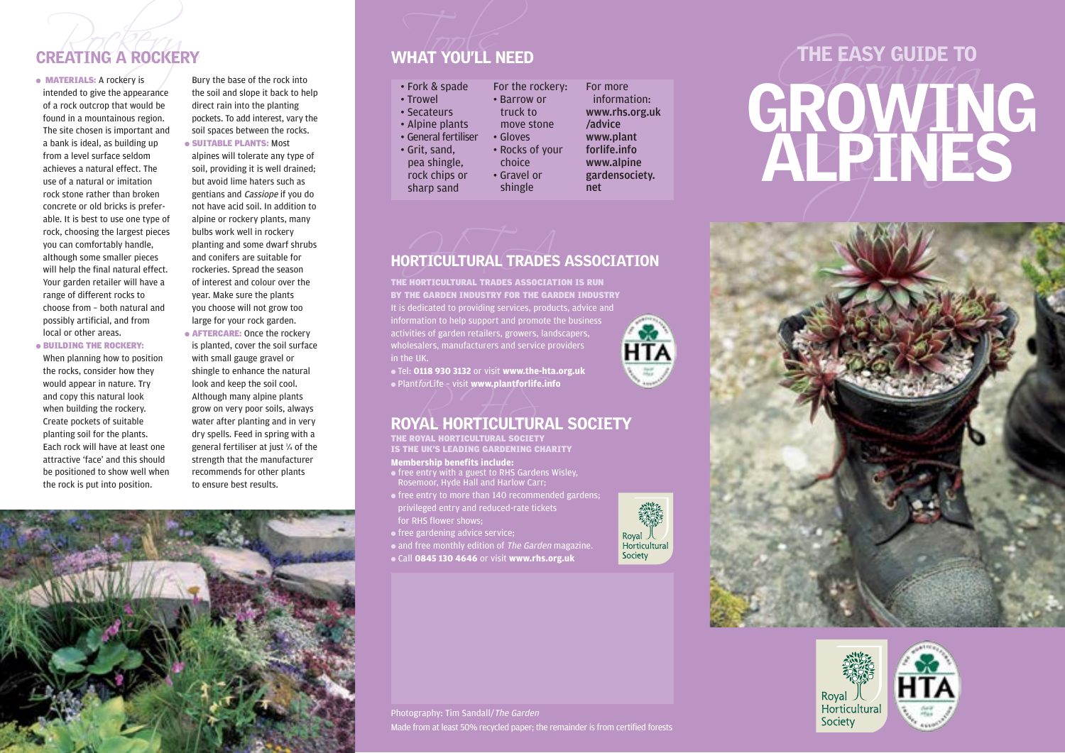# THE EASY GUIDE TO GROWING ALPINES

## CREATING A ROCKERY

- **MATERIALS:** A rockery is intended to give the appearance of a rock outcrop that would be found in a mountainous region. The site chosen is important and a bank is ideal, as building up from a level surface seldom achieves a natural effect. The use of a natural or imitation rock stone rather than broken concrete or old bricks is preferable. It is best to use one type of rock, choosing the largest pieces you can comfortably handle, although some smaller pieces will help the final natural effect. Your garden retailer will have a range of different rocks to choose from – both natural and possibly artificial, and from local or other areas.
- **BUILDING THE ROCKERY:** When planning how to position the rocks, consider how they would appear in nature. Try and copy this natural look when building the rockery. Create pockets of suitable planting soil for the plants. Each rock will have at least one attractive 'face' and this should be positioned to show well when the rock is put into position. Bury the base of the rock into the soil and slope it back to help direct rain into the planting pockets. To add interest, vary the soil spaces between the rocks.
- **SUITABLE PLANTS:** Most alpines will tolerate any type of soil, providing it is well drained; but avoid lime haters such as gentians and *Cassiope* if you do not have acid soil. In addition to alpine or rockery plants, many bulbs work well in rockery planting and some dwarf shrubs and conifers are suitable for rockeries. Spread the season of interest and colour over the year. Make sure the plants you choose will not grow too large for your rock garden.
- **AFTERCARE:** Once the rockery is planted, cover the soil surface with small gauge gravel or shingle to enhance the natural look and keep the soil cool. Although many alpine plants grow on very poor soils, always water after planting and in very dry spells. Feed in spring with a general fertiliser at just ¼ of the strength that the manufacturer recommends for other plants to ensure best results.

## WHAT YOU'LL NEED

- Fork & spade
- Trowel
- Secateurs
- Alpine plants
- General fertiliser
- Grit, sand, pea shingle, rock chips or sharp sand

For the rockery:
- Barrow or truck to move stone
- Gloves
- Rocks of your choice
- Gravel or shingle

For more information:
**www.rhs.org.uk/advice**
**www.plantforlife.info**
**www.alpinegardensociety.net**

## HORTICULTURAL TRADES ASSOCIATION

**THE HORTICULTURAL TRADES ASSOCIATION IS RUN BY THE GARDEN INDUSTRY FOR THE GARDEN INDUSTRY**

It is dedicated to providing services, products, advice and information to help support and promote the business activities of garden retailers, growers, landscapers, wholesalers, manufacturers and service providers in the UK.

- Tel: **0118 930 3132** or visit **www.the-hta.org.uk**
- Plant*for*Life – visit **www.plantforlife.info**

## ROYAL HORTICULTURAL SOCIETY

**THE ROYAL HORTICULTURAL SOCIETY IS THE UK'S LEADING GARDENING CHARITY**

**Membership benefits include:**

- free entry with a guest to RHS Gardens Wisley, Rosemoor, Hyde Hall and Harlow Carr;
- free entry to more than 140 recommended gardens; privileged entry and reduced-rate tickets for RHS flower shows;
- free gardening advice service;
- and free monthly edition of *The Garden* magazine.
- Call **0845 130 4646** or visit **www.rhs.org.uk**

Photography: Tim Sandall/*The Garden*

Made from at least 50% recycled paper; the remainder is from certified forests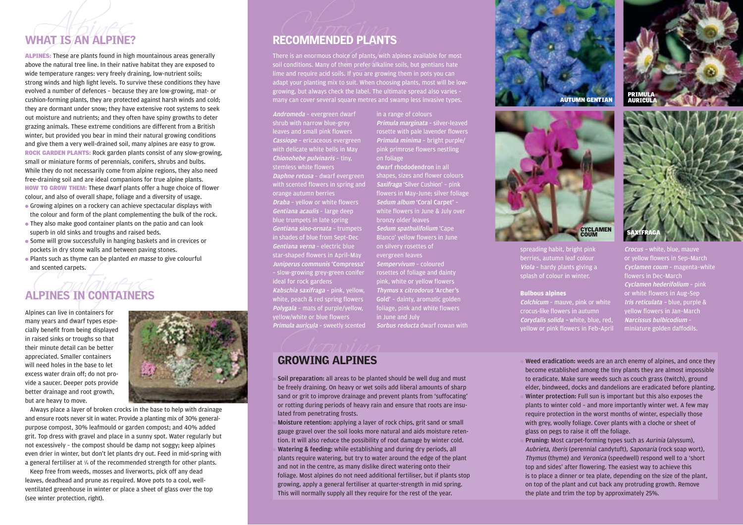## WHAT IS AN ALPINE?

**ALPINES:** These are plants found in high mountainous areas generally above the natural tree line. In their native habitat they are exposed to wide temperature ranges: very freely draining, low-nutrient soils; strong winds and high light levels. To survive these conditions they have evolved a number of defences – because they are low-growing, mat- or cushion-forming plants, they are protected against harsh winds and cold; they are dormant under snow; they have extensive root systems to seek out moisture and nutrients; and they often have spiny growths to deter grazing animals. These extreme conditions are different from a British winter, but provided you bear in mind their natural growing conditions and give them a very well-drained soil, many alpines are easy to grow.

**ROCK GARDEN PLANTS:** Rock garden plants consist of any slow-growing, small or miniature forms of perennials, conifers, shrubs and bulbs. While they do not necessarily come from alpine regions, they also need free-draining soil and are ideal companions for true alpine plants.

**HOW TO GROW THEM:** These dwarf plants offer a huge choice of flower colour, and also of overall shape, foliage and a diversity of usage.

- Growing alpines on a rockery can achieve spectacular displays with the colour and form of the plant complementing the bulk of the rock.
- They also make good container plants on the patio and can look superb in old sinks and troughs and raised beds.
- Some will grow successfully in hanging baskets and in crevices or pockets in dry stone walls and between paving stones.
- Plants such as thyme can be planted *en masse* to give colourful and scented carpets.

## ALPINES IN CONTAINERS

Alpines can live in containers for many years and dwarf types especially benefit from being displayed in raised sinks or troughs so that their minute detail can be better appreciated. Smaller containers will need holes in the base to let excess water drain off; do not provide a saucer. Deeper pots provide better drainage and root growth, but are heavy to move.

Always place a layer of broken crocks in the base to help with drainage and ensure roots never sit in water. Provide a planting mix of 30% general-purpose compost, 30% leafmould or garden compost; and 40% added grit. Top dress with gravel and place in a sunny spot. Water regularly but not excessively – the compost should be damp not soggy; keep alpines even drier in winter, but don't let plants dry out. Feed in mid-spring with a general fertiliser at ¼ of the recommended strength for other plants.

Keep free from weeds, mosses and liverworts, pick off any dead leaves, deadhead and prune as required. Move pots to a cool, well-ventilated greenhouse in winter or place a sheet of glass over the top (see winter protection, right).

## RECOMMENDED PLANTS

There is an enormous choice of plants, with alpines available for most soil conditions. Many of them prefer alkaline soils, but gentians hate lime and require acid soils. If you are growing them in pots you can adapt your planting mix to suit. When choosing plants, most will be low-growing, but always check the label. The ultimate spread also varies – many can cover several square metres and swamp less invasive types.

*Andromeda* – evergreen dwarf shrub with narrow blue-grey leaves and small pink flowers
*Cassiope* – ericaceous evergreen with delicate white bells in May
*Chionohebe pulvinaris* – tiny, stemless white flowers
*Daphne retusa* – dwarf evergreen with scented flowers in spring and orange autumn berries
*Draba* – yellow or white flowers
*Gentiana acaulis* – large deep blue trumpets in late spring
*Gentiana sino-ornata* – trumpets in shades of blue from Sept-Dec
*Gentiana verna* – electric blue star-shaped flowers in April-May
*Juniperus communis* 'Compressa' – slow-growing grey-green conifer ideal for rock gardens
*Kabschia saxifraga* – pink, yellow, white, peach & red spring flowers
*Polygala* – mats of purple/yellow, yellow/white or blue flowers
*Primula auricula* – sweetly scented in a range of colours
*Primula marginata* – silver-leaved rosette with pale lavender flowers
*Primula minima* – bright purple/pink primrose flowers nestling on foliage
dwarf rhododendron in all shapes, sizes and flower colours
*Saxifraga* 'Silver Cushion' – pink flowers in May-June; silver foliage
*Sedum album* 'Coral Carpet' – white flowers in June & July over bronzy older leaves
*Sedum spathulifolium* 'Cape Blanco' yellow flowers in June on silvery rosettes of evergreen leaves
*Sempervivum* – coloured rosettes of foliage and dainty pink, white or yellow flowers
*Thymus* x *citrodorus* 'Archer's Gold' – dainty, aromatic golden foliage, pink and white flowers in June and July
*Sorbus reducta* dwarf rowan with spreading habit, bright pink berries, autumn leaf colour
*Viola* – hardy plants giving a splash of colour in winter.

AUTUMN GENTIAN

PRIMULA AURICULA

CYCLAMEN COUM

SAXIFRAGA

### Bulbous alpines

*Colchicum* – mauve, pink or white crocus-like flowers in autumn
*Corydalis solida* – white, blue, red, yellow or pink flowers in Feb-April
*Crocus* – white, blue, mauve or yellow flowers in Sep-March
*Cyclamen coum* – magenta-white flowers in Dec-March
*Cyclamen hederifolium* – pink or white flowers in Aug-Sep
*Iris reticulata* – blue, purple & yellow flowers in Jan-March
*Narcissus bulbicodium* – miniature golden daffodils.

## GROWING ALPINES

- **Soil preparation:** all areas to be planted should be well dug and must be freely draining. On heavy or wet soils add liberal amounts of sharp sand or grit to improve drainage and prevent plants from 'suffocating' or rotting during periods of heavy rain and ensure that roots are insulated from penetrating frosts.
- **Moisture retention:** applying a layer of rock chips, grit sand or small gauge gravel over the soil looks more natural and aids moisture retention. It will also reduce the possibility of root damage by winter cold.
- **Watering & feeding:** while establishing and during dry periods, all plants require watering, but try to water around the edge of the plant and not in the centre, as many dislike direct watering onto their foliage. Most alpines do not need additional fertiliser, but if plants stop growing, apply a general fertiliser at quarter-strength in mid spring. This will normally supply all they require for the rest of the year.
- **Weed eradication:** weeds are an arch enemy of alpines, and once they become established among the tiny plants they are almost impossible to eradicate. Make sure weeds such as couch grass (twitch), ground elder, bindweed, docks and dandelions are eradicated before planting.
- **Winter protection:** Full sun is important but this also exposes the plants to winter cold – and more importantly winter wet. A few may require protection in the worst months of winter, especially those with grey, woolly foliage. Cover plants with a cloche or sheet of glass on pegs to raise it off the foliage.
- **Pruning:** Most carpet-forming types such as *Aurinia* (alyssum), *Aubrieta*, *Iberis* (perennial candytuft), *Saponaria* (rock soap wort), *Thymus* (thyme) and *Veronica* (speedwell) respond well to a 'short top and sides' after flowering. The easiest way to achieve this is to place a dinner or tea plate, depending on the size of the plant, on top of the plant and cut back any protruding growth. Remove the plate and trim the top by approximately 25%.